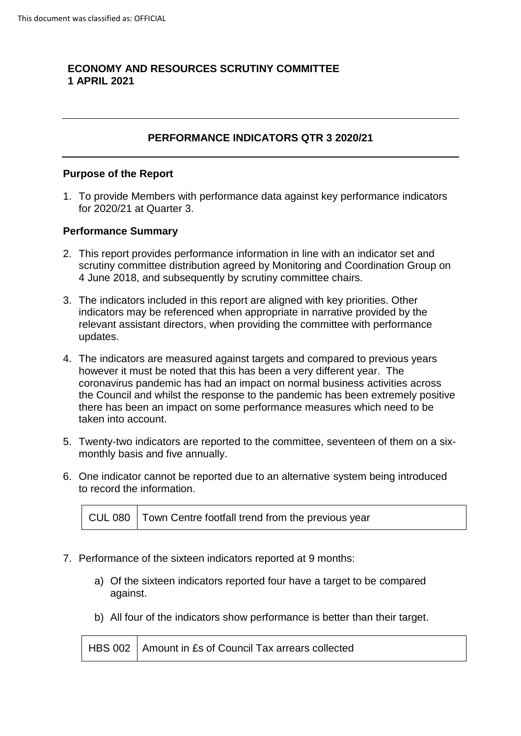This document was classified as: OFFICIAL

**ECONOMY AND RESOURCES SCRUTINY COMMITTEE**
**1 APRIL 2021**

---

## PERFORMANCE INDICATORS QTR 3 2020/21

---

### Purpose of the Report

1. To provide Members with performance data against key performance indicators for 2020/21 at Quarter 3.

### Performance Summary

2. This report provides performance information in line with an indicator set and scrutiny committee distribution agreed by Monitoring and Coordination Group on 4 June 2018, and subsequently by scrutiny committee chairs.

3. The indicators included in this report are aligned with key priorities. Other indicators may be referenced when appropriate in narrative provided by the relevant assistant directors, when providing the committee with performance updates.

4. The indicators are measured against targets and compared to previous years however it must be noted that this has been a very different year. The coronavirus pandemic has had an impact on normal business activities across the Council and whilst the response to the pandemic has been extremely positive there has been an impact on some performance measures which need to be taken into account.

5. Twenty-two indicators are reported to the committee, seventeen of them on a six-monthly basis and five annually.

6. One indicator cannot be reported due to an alternative system being introduced to record the information.

| CUL 080 | Town Centre footfall trend from the previous year |
|---|---|

7. Performance of the sixteen indicators reported at 9 months:

   a) Of the sixteen indicators reported four have a target to be compared against.

   b) All four of the indicators show performance is better than their target.

| HBS 002 | Amount in £s of Council Tax arrears collected |
|---|---|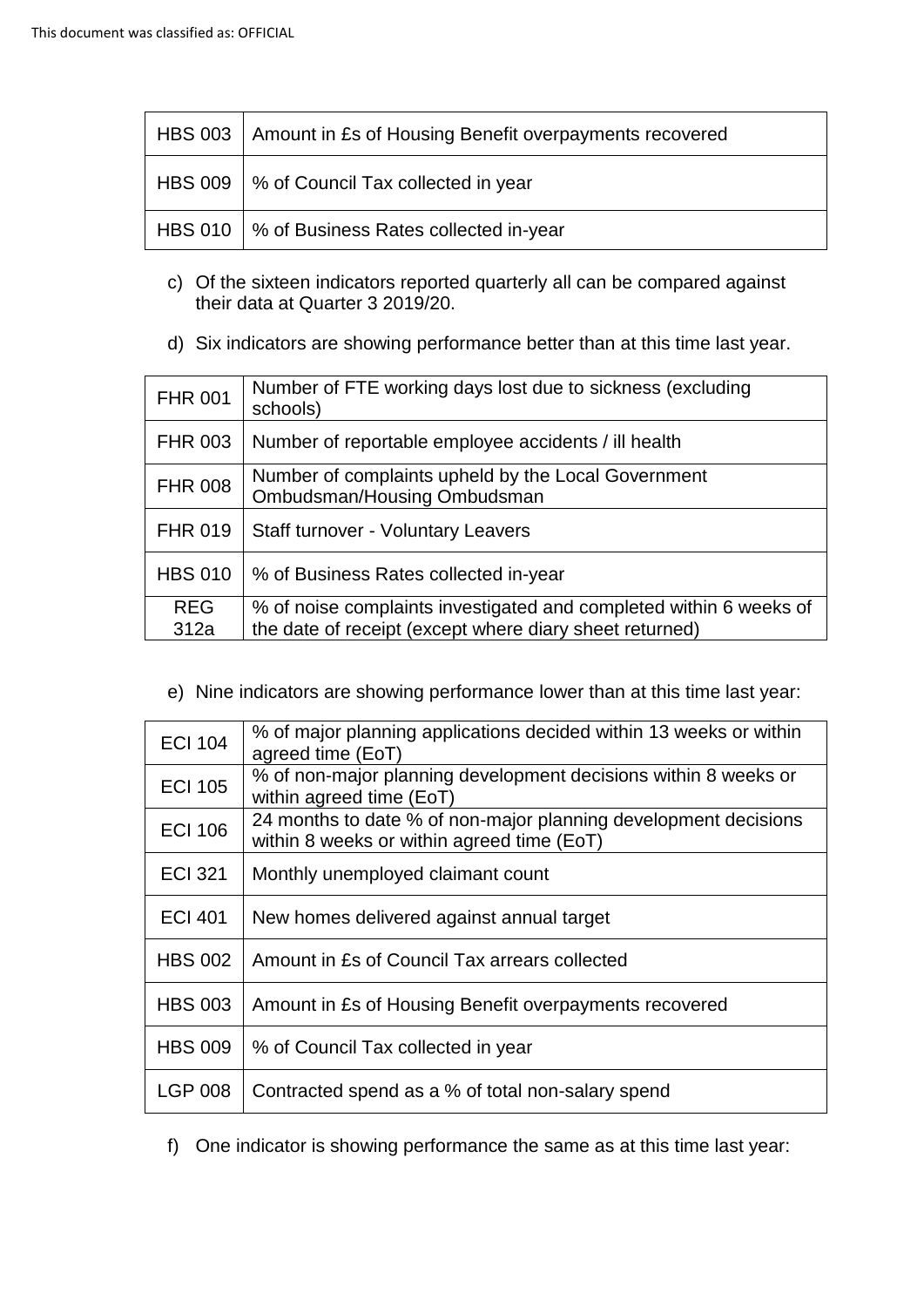| | |
|---|---|
| HBS 003 | Amount in £s of Housing Benefit overpayments recovered |
| HBS 009 | % of Council Tax collected in year |
| HBS 010 | % of Business Rates collected in-year |

c) Of the sixteen indicators reported quarterly all can be compared against their data at Quarter 3 2019/20.

d) Six indicators are showing performance better than at this time last year.

| | |
|---|---|
| FHR 001 | Number of FTE working days lost due to sickness (excluding schools) |
| FHR 003 | Number of reportable employee accidents / ill health |
| FHR 008 | Number of complaints upheld by the Local Government Ombudsman/Housing Ombudsman |
| FHR 019 | Staff turnover - Voluntary Leavers |
| HBS 010 | % of Business Rates collected in-year |
| REG 312a | % of noise complaints investigated and completed within 6 weeks of the date of receipt (except where diary sheet returned) |

e) Nine indicators are showing performance lower than at this time last year:

| | |
|---|---|
| ECI 104 | % of major planning applications decided within 13 weeks or within agreed time (EoT) |
| ECI 105 | % of non-major planning development decisions within 8 weeks or within agreed time (EoT) |
| ECI 106 | 24 months to date % of non-major planning development decisions within 8 weeks or within agreed time (EoT) |
| ECI 321 | Monthly unemployed claimant count |
| ECI 401 | New homes delivered against annual target |
| HBS 002 | Amount in £s of Council Tax arrears collected |
| HBS 003 | Amount in £s of Housing Benefit overpayments recovered |
| HBS 009 | % of Council Tax collected in year |
| LGP 008 | Contracted spend as a % of total non-salary spend |

f) One indicator is showing performance the same as at this time last year: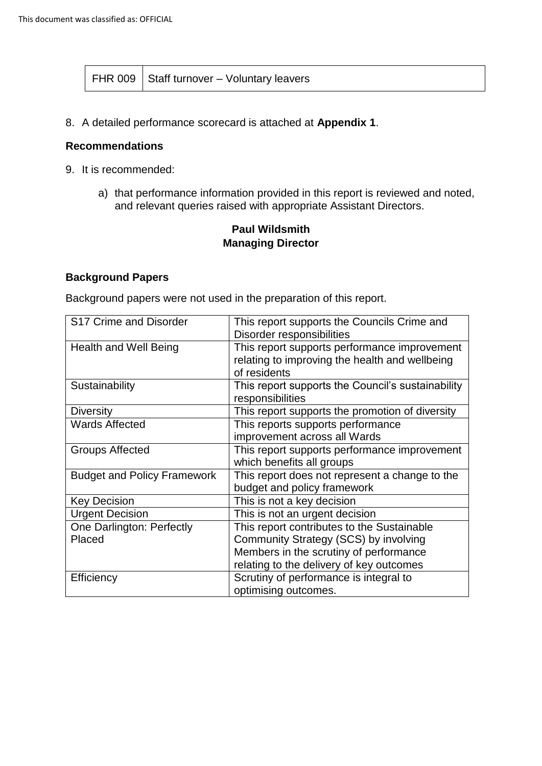| FHR 009 | Staff turnover – Voluntary leavers |
|---|---|

8. A detailed performance scorecard is attached at **Appendix 1**.

**Recommendations**

9. It is recommended:

    a) that performance information provided in this report is reviewed and noted, and relevant queries raised with appropriate Assistant Directors.

**Paul Wildsmith**
**Managing Director**

**Background Papers**

Background papers were not used in the preparation of this report.

| S17 Crime and Disorder | This report supports the Councils Crime and Disorder responsibilities |
|---|---|
| Health and Well Being | This report supports performance improvement relating to improving the health and wellbeing of residents |
| Sustainability | This report supports the Council's sustainability responsibilities |
| Diversity | This report supports the promotion of diversity |
| Wards Affected | This reports supports performance improvement across all Wards |
| Groups Affected | This report supports performance improvement which benefits all groups |
| Budget and Policy Framework | This report does not represent a change to the budget and policy framework |
| Key Decision | This is not a key decision |
| Urgent Decision | This is not an urgent decision |
| One Darlington: Perfectly Placed | This report contributes to the Sustainable Community Strategy (SCS) by involving Members in the scrutiny of performance relating to the delivery of key outcomes |
| Efficiency | Scrutiny of performance is integral to optimising outcomes. |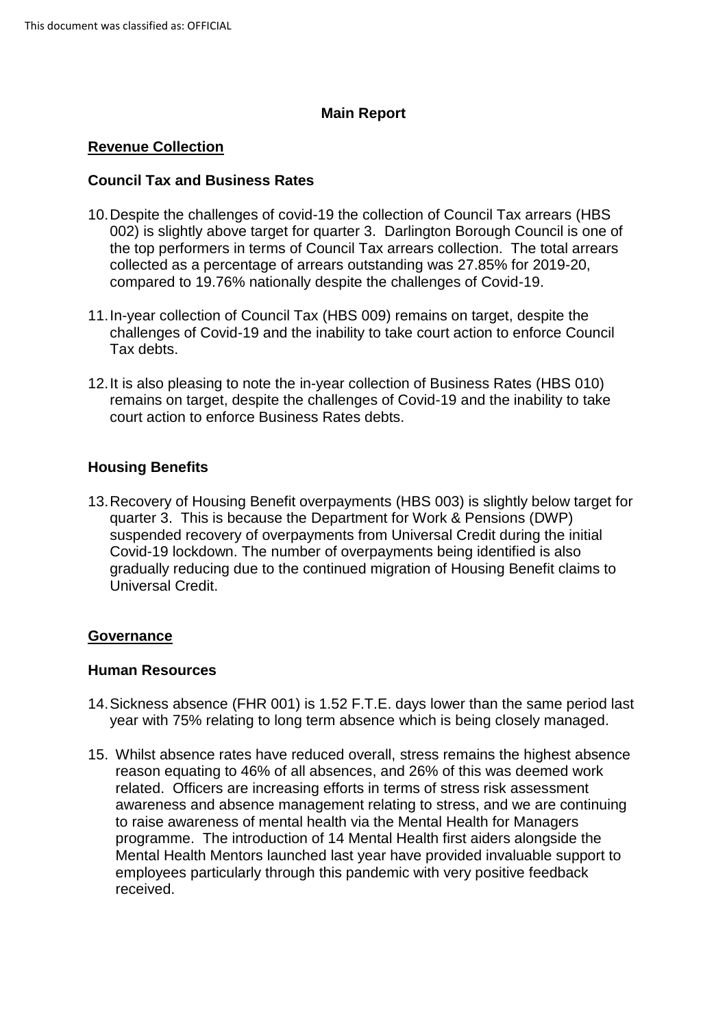## Main Report

### Revenue Collection

#### Council Tax and Business Rates

10. Despite the challenges of covid-19 the collection of Council Tax arrears (HBS 002) is slightly above target for quarter 3. Darlington Borough Council is one of the top performers in terms of Council Tax arrears collection. The total arrears collected as a percentage of arrears outstanding was 27.85% for 2019-20, compared to 19.76% nationally despite the challenges of Covid-19.

11. In-year collection of Council Tax (HBS 009) remains on target, despite the challenges of Covid-19 and the inability to take court action to enforce Council Tax debts.

12. It is also pleasing to note the in-year collection of Business Rates (HBS 010) remains on target, despite the challenges of Covid-19 and the inability to take court action to enforce Business Rates debts.

#### Housing Benefits

13. Recovery of Housing Benefit overpayments (HBS 003) is slightly below target for quarter 3. This is because the Department for Work & Pensions (DWP) suspended recovery of overpayments from Universal Credit during the initial Covid-19 lockdown. The number of overpayments being identified is also gradually reducing due to the continued migration of Housing Benefit claims to Universal Credit.

### Governance

#### Human Resources

14. Sickness absence (FHR 001) is 1.52 F.T.E. days lower than the same period last year with 75% relating to long term absence which is being closely managed.

15. Whilst absence rates have reduced overall, stress remains the highest absence reason equating to 46% of all absences, and 26% of this was deemed work related. Officers are increasing efforts in terms of stress risk assessment awareness and absence management relating to stress, and we are continuing to raise awareness of mental health via the Mental Health for Managers programme. The introduction of 14 Mental Health first aiders alongside the Mental Health Mentors launched last year have provided invaluable support to employees particularly through this pandemic with very positive feedback received.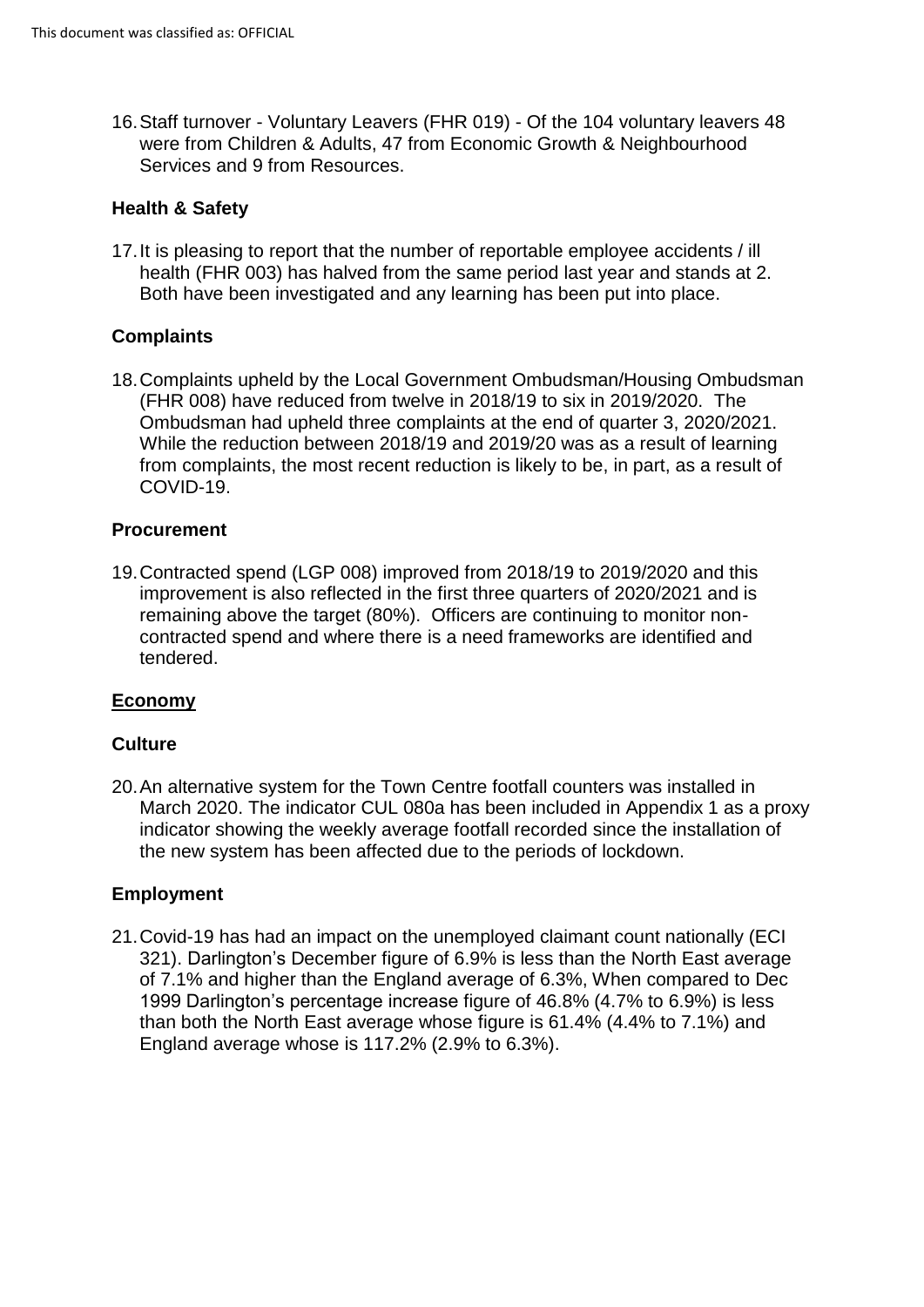16. Staff turnover - Voluntary Leavers (FHR 019) - Of the 104 voluntary leavers 48 were from Children & Adults, 47 from Economic Growth & Neighbourhood Services and 9 from Resources.

### Health & Safety

17. It is pleasing to report that the number of reportable employee accidents / ill health (FHR 003) has halved from the same period last year and stands at 2. Both have been investigated and any learning has been put into place.

### Complaints

18. Complaints upheld by the Local Government Ombudsman/Housing Ombudsman (FHR 008) have reduced from twelve in 2018/19 to six in 2019/2020. The Ombudsman had upheld three complaints at the end of quarter 3, 2020/2021. While the reduction between 2018/19 and 2019/20 was as a result of learning from complaints, the most recent reduction is likely to be, in part, as a result of COVID-19.

### Procurement

19. Contracted spend (LGP 008) improved from 2018/19 to 2019/2020 and this improvement is also reflected in the first three quarters of 2020/2021 and is remaining above the target (80%). Officers are continuing to monitor non-contracted spend and where there is a need frameworks are identified and tendered.

## <u>Economy</u>

### Culture

20. An alternative system for the Town Centre footfall counters was installed in March 2020. The indicator CUL 080a has been included in Appendix 1 as a proxy indicator showing the weekly average footfall recorded since the installation of the new system has been affected due to the periods of lockdown.

### Employment

21. Covid-19 has had an impact on the unemployed claimant count nationally (ECI 321). Darlington's December figure of 6.9% is less than the North East average of 7.1% and higher than the England average of 6.3%, When compared to Dec 1999 Darlington's percentage increase figure of 46.8% (4.7% to 6.9%) is less than both the North East average whose figure is 61.4% (4.4% to 7.1%) and England average whose is 117.2% (2.9% to 6.3%).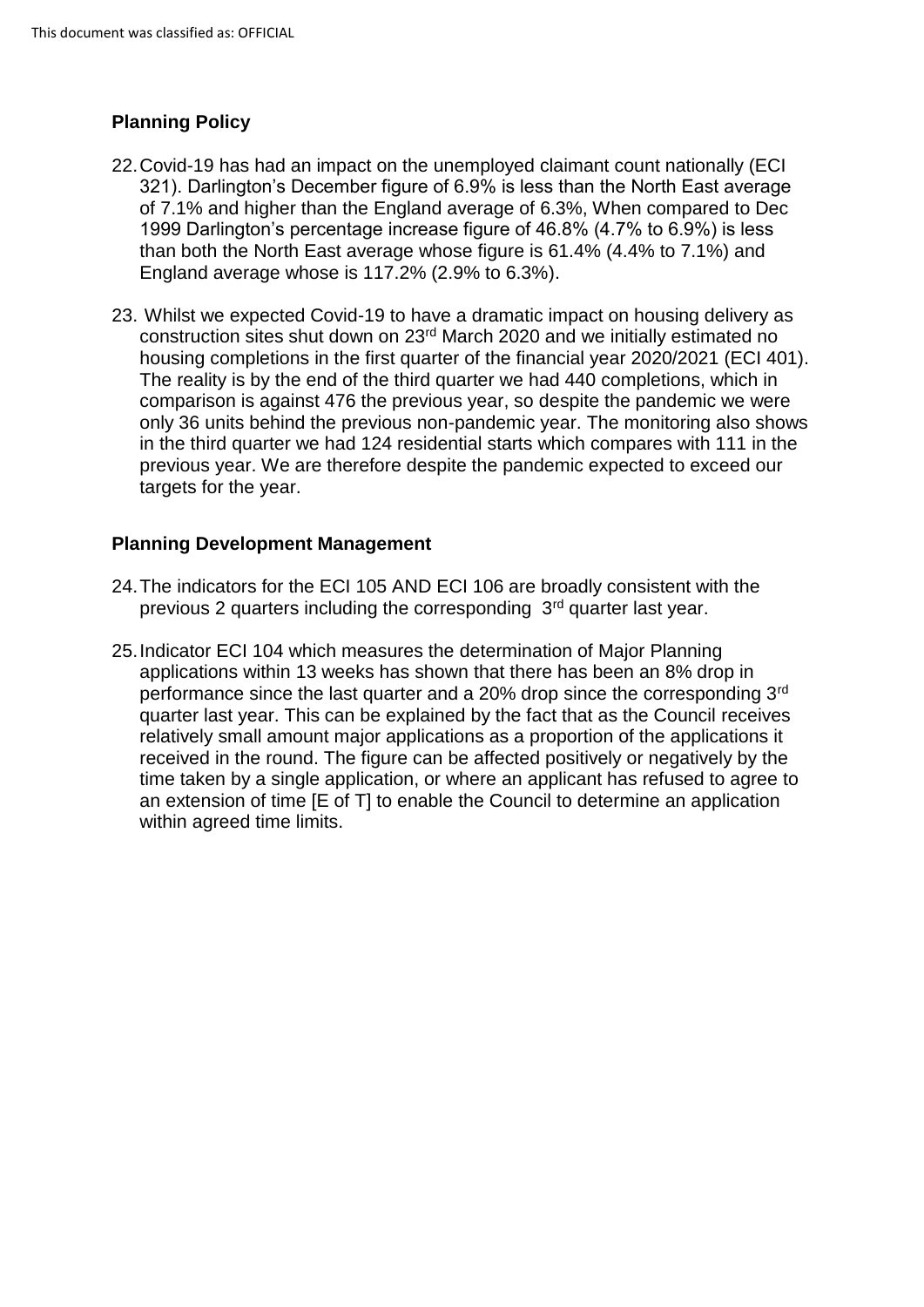## Planning Policy

22. Covid-19 has had an impact on the unemployed claimant count nationally (ECI 321). Darlington's December figure of 6.9% is less than the North East average of 7.1% and higher than the England average of 6.3%, When compared to Dec 1999 Darlington's percentage increase figure of 46.8% (4.7% to 6.9%) is less than both the North East average whose figure is 61.4% (4.4% to 7.1%) and England average whose is 117.2% (2.9% to 6.3%).

23. Whilst we expected Covid-19 to have a dramatic impact on housing delivery as construction sites shut down on 23rd March 2020 and we initially estimated no housing completions in the first quarter of the financial year 2020/2021 (ECI 401). The reality is by the end of the third quarter we had 440 completions, which in comparison is against 476 the previous year, so despite the pandemic we were only 36 units behind the previous non-pandemic year. The monitoring also shows in the third quarter we had 124 residential starts which compares with 111 in the previous year. We are therefore despite the pandemic expected to exceed our targets for the year.

## Planning Development Management

24. The indicators for the ECI 105 AND ECI 106 are broadly consistent with the previous 2 quarters including the corresponding 3rd quarter last year.

25. Indicator ECI 104 which measures the determination of Major Planning applications within 13 weeks has shown that there has been an 8% drop in performance since the last quarter and a 20% drop since the corresponding 3rd quarter last year. This can be explained by the fact that as the Council receives relatively small amount major applications as a proportion of the applications it received in the round. The figure can be affected positively or negatively by the time taken by a single application, or where an applicant has refused to agree to an extension of time [E of T] to enable the Council to determine an application within agreed time limits.